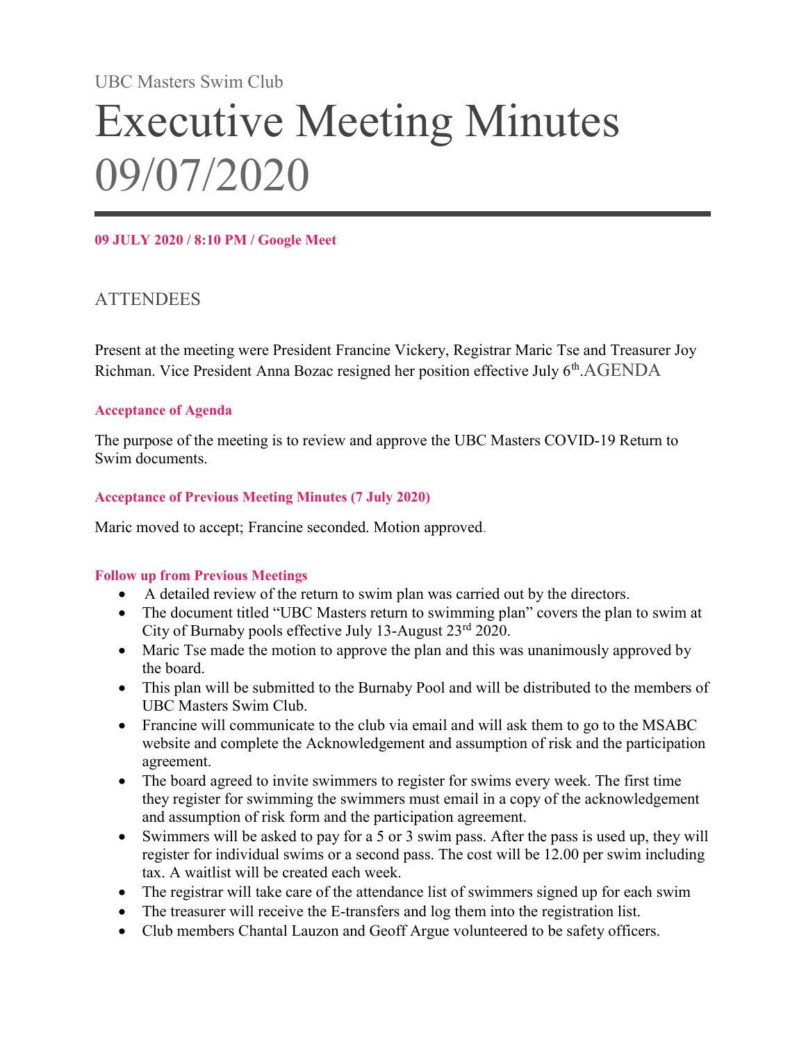UBC Masters Swim Club

# Executive Meeting Minutes 09/07/2020

**09 JULY 2020 / 8:10 PM / Google Meet**

## ATTENDEES

Present at the meeting were President Francine Vickery, Registrar Maric Tse and Treasurer Joy Richman. Vice President Anna Bozac resigned her position effective July 6th.

## AGENDA

### Acceptance of Agenda

The purpose of the meeting is to review and approve the UBC Masters COVID-19 Return to Swim documents.

### Acceptance of Previous Meeting Minutes (7 July 2020)

Maric moved to accept; Francine seconded. Motion approved.

### Follow up from Previous Meetings

- A detailed review of the return to swim plan was carried out by the directors.
- The document titled "UBC Masters return to swimming plan" covers the plan to swim at City of Burnaby pools effective July 13-August 23rd 2020.
- Maric Tse made the motion to approve the plan and this was unanimously approved by the board.
- This plan will be submitted to the Burnaby Pool and will be distributed to the members of UBC Masters Swim Club.
- Francine will communicate to the club via email and will ask them to go to the MSABC website and complete the Acknowledgement and assumption of risk and the participation agreement.
- The board agreed to invite swimmers to register for swims every week. The first time they register for swimming the swimmers must email in a copy of the acknowledgement and assumption of risk form and the participation agreement.
- Swimmers will be asked to pay for a 5 or 3 swim pass. After the pass is used up, they will register for individual swims or a second pass. The cost will be 12.00 per swim including tax. A waitlist will be created each week.
- The registrar will take care of the attendance list of swimmers signed up for each swim
- The treasurer will receive the E-transfers and log them into the registration list.
- Club members Chantal Lauzon and Geoff Argue volunteered to be safety officers.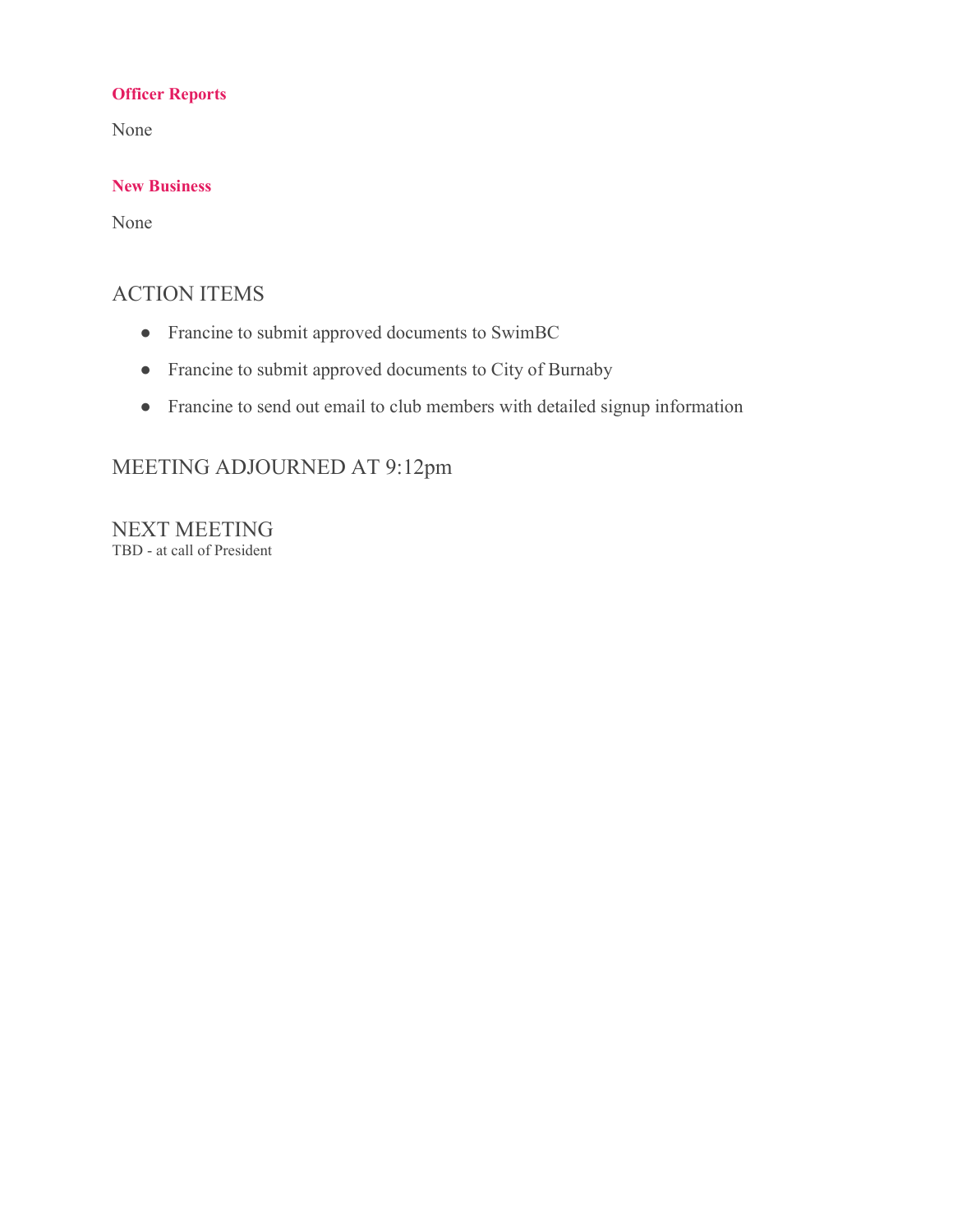### Officer Reports

None

### New Business

None

## ACTION ITEMS

- Francine to submit approved documents to SwimBC
- Francine to submit approved documents to City of Burnaby
- Francine to send out email to club members with detailed signup information

## MEETING ADJOURNED AT 9:12pm

## NEXT MEETING

TBD - at call of President